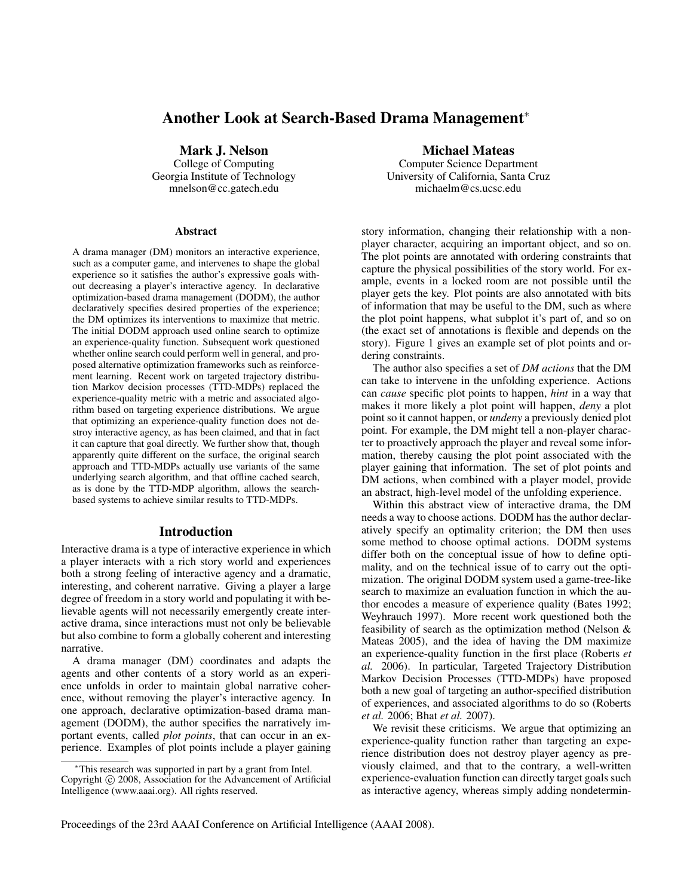# Another Look at Search-Based Drama Management*

**Mark J. Nelson**
College of Computing
Georgia Institute of Technology
mnelson@cc.gatech.edu

**Michael Mateas**
Computer Science Department
University of California, Santa Cruz
michaelm@cs.ucsc.edu

### Abstract

A drama manager (DM) monitors an interactive experience, such as a computer game, and intervenes to shape the global experience so it satisfies the author's expressive goals without decreasing a player's interactive agency. In declarative optimization-based drama management (DODM), the author declaratively specifies desired properties of the experience; the DM optimizes its interventions to maximize that metric. The initial DODM approach used online search to optimize an experience-quality function. Subsequent work questioned whether online search could perform well in general, and proposed alternative optimization frameworks such as reinforcement learning. Recent work on targeted trajectory distribution Markov decision processes (TTD-MDPs) replaced the experience-quality metric with a metric and associated algorithm based on targeting experience distributions. We argue that optimizing an experience-quality function does not destroy interactive agency, as has been claimed, and that in fact it can capture that goal directly. We further show that, though apparently quite different on the surface, the original search approach and TTD-MDPs actually use variants of the same underlying search algorithm, and that offline cached search, as is done by the TTD-MDP algorithm, allows the search-based systems to achieve similar results to TTD-MDPs.

## Introduction

Interactive drama is a type of interactive experience in which a player interacts with a rich story world and experiences both a strong feeling of interactive agency and a dramatic, interesting, and coherent narrative. Giving a player a large degree of freedom in a story world and populating it with believable agents will not necessarily emergently create interactive drama, since interactions must not only be believable but also combine to form a globally coherent and interesting narrative.

A drama manager (DM) coordinates and adapts the agents and other contents of a story world as an experience unfolds in order to maintain global narrative coherence, without removing the player's interactive agency. In one approach, declarative optimization-based drama management (DODM), the author specifies the narratively important events, called *plot points*, that can occur in an experience. Examples of plot points include a player gaining story information, changing their relationship with a non-player character, acquiring an important object, and so on. The plot points are annotated with ordering constraints that capture the physical possibilities of the story world. For example, events in a locked room are not possible until the player gets the key. Plot points are also annotated with bits of information that may be useful to the DM, such as where the plot point happens, what subplot it's part of, and so on (the exact set of annotations is flexible and depends on the story). Figure 1 gives an example set of plot points and ordering constraints.

The author also specifies a set of *DM actions* that the DM can take to intervene in the unfolding experience. Actions can *cause* specific plot points to happen, *hint* in a way that makes it more likely a plot point will happen, *deny* a plot point so it cannot happen, or *undeny* a previously denied plot point. For example, the DM might tell a non-player character to proactively approach the player and reveal some information, thereby causing the plot point associated with the player gaining that information. The set of plot points and DM actions, when combined with a player model, provide an abstract, high-level model of the unfolding experience.

Within this abstract view of interactive drama, the DM needs a way to choose actions. DODM has the author declaratively specify an optimality criterion; the DM then uses some method to choose optimal actions. DODM systems differ both on the conceptual issue of how to define optimality, and on the technical issue of to carry out the optimization. The original DODM system used a game-tree-like search to maximize an evaluation function in which the author encodes a measure of experience quality (Bates 1992; Weyhrauch 1997). More recent work questioned both the feasibility of search as the optimization method (Nelson & Mateas 2005), and the idea of having the DM maximize an experience-quality function in the first place (Roberts *et al.* 2006). In particular, Targeted Trajectory Distribution Markov Decision Processes (TTD-MDPs) have proposed both a new goal of targeting an author-specified distribution of experiences, and associated algorithms to do so (Roberts *et al.* 2006; Bhat *et al.* 2007).

We revisit these criticisms. We argue that optimizing an experience-quality function rather than targeting an experience distribution does not destroy player agency as previously claimed, and that to the contrary, a well-written experience-evaluation function can directly target goals such as interactive agency, whereas simply adding nondetermin-

*This research was supported in part by a grant from Intel. Copyright © 2008, Association for the Advancement of Artificial Intelligence (www.aaai.org). All rights reserved.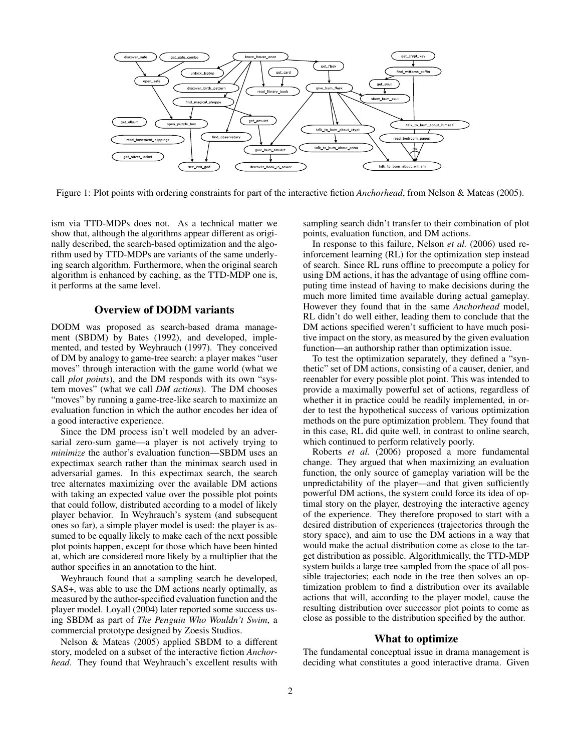Figure 1: Plot points with ordering constraints for part of the interactive fiction *Anchorhead*, from Nelson & Mateas (2005).

ism via TTD-MDPs does not. As a technical matter we show that, although the algorithms appear different as originally described, the search-based optimization and the algorithm used by TTD-MDPs are variants of the same underlying search algorithm. Furthermore, when the original search algorithm is enhanced by caching, as the TTD-MDP one is, it performs at the same level.

## Overview of DODM variants

DODM was proposed as search-based drama management (SBDM) by Bates (1992), and developed, implemented, and tested by Weyhrauch (1997). They conceived of DM by analogy to game-tree search: a player makes "user moves" through interaction with the game world (what we call *plot points*), and the DM responds with its own "system moves" (what we call *DM actions*). The DM chooses "moves" by running a game-tree-like search to maximize an evaluation function in which the author encodes her idea of a good interactive experience.

Since the DM process isn't well modeled by an adversarial zero-sum game—a player is not actively trying to *minimize* the author's evaluation function—SBDM uses an expectimax search rather than the minimax search used in adversarial games. In this expectimax search, the search tree alternates maximizing over the available DM actions with taking an expected value over the possible plot points that could follow, distributed according to a model of likely player behavior. In Weyhrauch's system (and subsequent ones so far), a simple player model is used: the player is assumed to be equally likely to make each of the next possible plot points happen, except for those which have been hinted at, which are considered more likely by a multiplier that the author specifies in an annotation to the hint.

Weyhrauch found that a sampling search he developed, SAS+, was able to use the DM actions nearly optimally, as measured by the author-specified evaluation function and the player model. Loyall (2004) later reported some success using SBDM as part of *The Penguin Who Wouldn't Swim*, a commercial prototype designed by Zoesis Studios.

Nelson & Mateas (2005) applied SBDM to a different story, modeled on a subset of the interactive fiction *Anchorhead*. They found that Weyhrauch's excellent results with sampling search didn't transfer to their combination of plot points, evaluation function, and DM actions.

In response to this failure, Nelson *et al.* (2006) used reinforcement learning (RL) for the optimization step instead of search. Since RL runs offline to precompute a policy for using DM actions, it has the advantage of using offline computing time instead of having to make decisions during the much more limited time available during actual gameplay. However they found that in the same *Anchorhead* model, RL didn't do well either, leading them to conclude that the DM actions specified weren't sufficient to have much positive impact on the story, as measured by the given evaluation function—an authorship rather than optimization issue.

To test the optimization separately, they defined a "synthetic" set of DM actions, consisting of a causer, denier, and reenabler for every possible plot point. This was intended to provide a maximally powerful set of actions, regardless of whether it in practice could be readily implemented, in order to test the hypothetical success of various optimization methods on the pure optimization problem. They found that in this case, RL did quite well, in contrast to online search, which continued to perform relatively poorly.

Roberts *et al.* (2006) proposed a more fundamental change. They argued that when maximizing an evaluation function, the only source of gameplay variation will be the unpredictability of the player—and that given sufficiently powerful DM actions, the system could force its idea of optimal story on the player, destroying the interactive agency of the experience. They therefore proposed to start with a desired distribution of experiences (trajectories through the story space), and aim to use the DM actions in a way that would make the actual distribution come as close to the target distribution as possible. Algorithmically, the TTD-MDP system builds a large tree sampled from the space of all possible trajectories; each node in the tree then solves an optimization problem to find a distribution over its available actions that will, according to the player model, cause the resulting distribution over successor plot points to come as close as possible to the distribution specified by the author.

## What to optimize

The fundamental conceptual issue in drama management is deciding what constitutes a good interactive drama. Given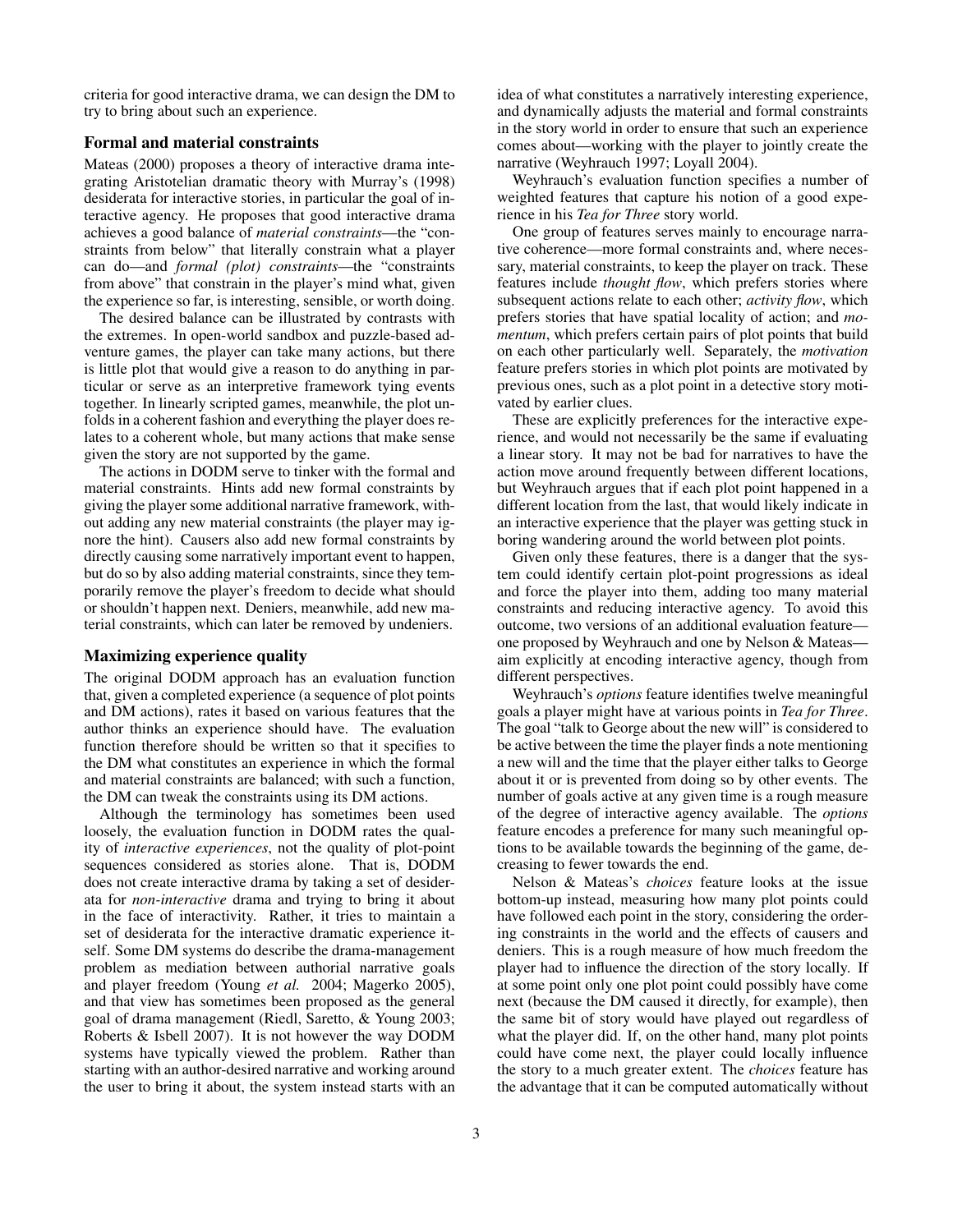criteria for good interactive drama, we can design the DM to try to bring about such an experience.

## Formal and material constraints

Mateas (2000) proposes a theory of interactive drama integrating Aristotelian dramatic theory with Murray's (1998) desiderata for interactive stories, in particular the goal of interactive agency. He proposes that good interactive drama achieves a good balance of *material constraints*—the "constraints from below" that literally constrain what a player can do—and *formal (plot) constraints*—the "constraints from above" that constrain in the player's mind what, given the experience so far, is interesting, sensible, or worth doing.

The desired balance can be illustrated by contrasts with the extremes. In open-world sandbox and puzzle-based adventure games, the player can take many actions, but there is little plot that would give a reason to do anything in particular or serve as an interpretive framework tying events together. In linearly scripted games, meanwhile, the plot unfolds in a coherent fashion and everything the player does relates to a coherent whole, but many actions that make sense given the story are not supported by the game.

The actions in DODM serve to tinker with the formal and material constraints. Hints add new formal constraints by giving the player some additional narrative framework, without adding any new material constraints (the player may ignore the hint). Causers also add new formal constraints by directly causing some narratively important event to happen, but do so by also adding material constraints, since they temporarily remove the player's freedom to decide what should or shouldn't happen next. Deniers, meanwhile, add new material constraints, which can later be removed by undeniers.

## Maximizing experience quality

The original DODM approach has an evaluation function that, given a completed experience (a sequence of plot points and DM actions), rates it based on various features that the author thinks an experience should have. The evaluation function therefore should be written so that it specifies to the DM what constitutes an experience in which the formal and material constraints are balanced; with such a function, the DM can tweak the constraints using its DM actions.

Although the terminology has sometimes been used loosely, the evaluation function in DODM rates the quality of *interactive experiences*, not the quality of plot-point sequences considered as stories alone. That is, DODM does not create interactive drama by taking a set of desiderata for *non-interactive* drama and trying to bring it about in the face of interactivity. Rather, it tries to maintain a set of desiderata for the interactive dramatic experience itself. Some DM systems do describe the drama-management problem as mediation between authorial narrative goals and player freedom (Young *et al.* 2004; Magerko 2005), and that view has sometimes been proposed as the general goal of drama management (Riedl, Saretto, & Young 2003; Roberts & Isbell 2007). It is not however the way DODM systems have typically viewed the problem. Rather than starting with an author-desired narrative and working around the user to bring it about, the system instead starts with an idea of what constitutes a narratively interesting experience, and dynamically adjusts the material and formal constraints in the story world in order to ensure that such an experience comes about—working with the player to jointly create the narrative (Weyhrauch 1997; Loyall 2004).

Weyhrauch's evaluation function specifies a number of weighted features that capture his notion of a good experience in his *Tea for Three* story world.

One group of features serves mainly to encourage narrative coherence—more formal constraints and, where necessary, material constraints, to keep the player on track. These features include *thought flow*, which prefers stories where subsequent actions relate to each other; *activity flow*, which prefers stories that have spatial locality of action; and *momentum*, which prefers certain pairs of plot points that build on each other particularly well. Separately, the *motivation* feature prefers stories in which plot points are motivated by previous ones, such as a plot point in a detective story motivated by earlier clues.

These are explicitly preferences for the interactive experience, and would not necessarily be the same if evaluating a linear story. It may not be bad for narratives to have the action move around frequently between different locations, but Weyhrauch argues that if each plot point happened in a different location from the last, that would likely indicate in an interactive experience that the player was getting stuck in boring wandering around the world between plot points.

Given only these features, there is a danger that the system could identify certain plot-point progressions as ideal and force the player into them, adding too many material constraints and reducing interactive agency. To avoid this outcome, two versions of an additional evaluation feature—one proposed by Weyhrauch and one by Nelson & Mateas—aim explicitly at encoding interactive agency, though from different perspectives.

Weyhrauch's *options* feature identifies twelve meaningful goals a player might have at various points in *Tea for Three*. The goal "talk to George about the new will" is considered to be active between the time the player finds a note mentioning a new will and the time that the player either talks to George about it or is prevented from doing so by other events. The number of goals active at any given time is a rough measure of the degree of interactive agency available. The *options* feature encodes a preference for many such meaningful options to be available towards the beginning of the game, decreasing to fewer towards the end.

Nelson & Mateas's *choices* feature looks at the issue bottom-up instead, measuring how many plot points could have followed each point in the story, considering the ordering constraints in the world and the effects of causers and deniers. This is a rough measure of how much freedom the player had to influence the direction of the story locally. If at some point only one plot point could possibly have come next (because the DM caused it directly, for example), then the same bit of story would have played out regardless of what the player did. If, on the other hand, many plot points could have come next, the player could locally influence the story to a much greater extent. The *choices* feature has the advantage that it can be computed automatically without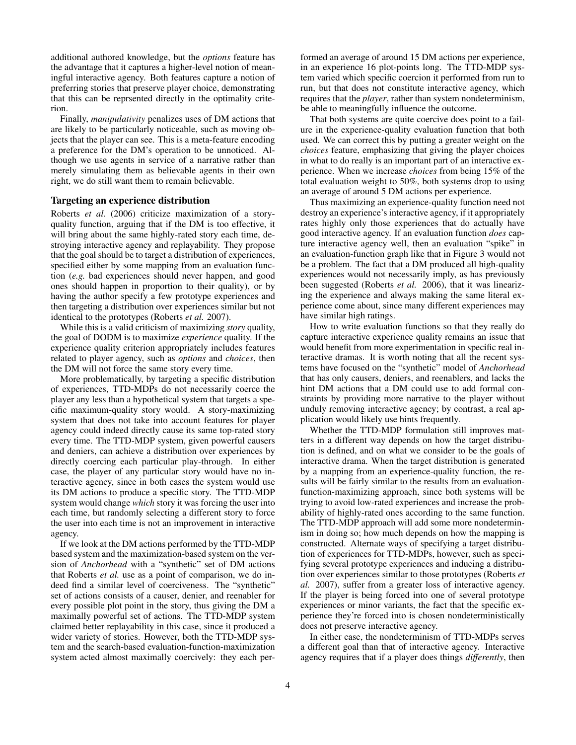additional authored knowledge, but the *options* feature has the advantage that it captures a higher-level notion of meaningful interactive agency. Both features capture a notion of preferring stories that preserve player choice, demonstrating that this can be reprsented directly in the optimality criterion.

Finally, *manipulativity* penalizes uses of DM actions that are likely to be particularly noticeable, such as moving objects that the player can see. This is a meta-feature encoding a preference for the DM's operation to be unnoticed. Although we use agents in service of a narrative rather than merely simulating them as believable agents in their own right, we do still want them to remain believable.

## Targeting an experience distribution

Roberts *et al.* (2006) criticize maximization of a story-quality function, arguing that if the DM is too effective, it will bring about the same highly-rated story each time, destroying interactive agency and replayability. They propose that the goal should be to target a distribution of experiences, specified either by some mapping from an evaluation function (*e.g.* bad experiences should never happen, and good ones should happen in proportion to their quality), or by having the author specify a few prototype experiences and then targeting a distribution over experiences similar but not identical to the prototypes (Roberts *et al.* 2007).

While this is a valid criticism of maximizing *story* quality, the goal of DODM is to maximize *experience* quality. If the experience quality criterion appropriately includes features related to player agency, such as *options* and *choices*, then the DM will not force the same story every time.

More problematically, by targeting a specific distribution of experiences, TTD-MDPs do not necessarily coerce the player any less than a hypothetical system that targets a specific maximum-quality story would. A story-maximizing system that does not take into account features for player agency could indeed directly cause its same top-rated story every time. The TTD-MDP system, given powerful causers and deniers, can achieve a distribution over experiences by directly coercing each particular play-through. In either case, the player of any particular story would have no interactive agency, since in both cases the system would use its DM actions to produce a specific story. The TTD-MDP system would change *which* story it was forcing the user into each time, but randomly selecting a different story to force the user into each time is not an improvement in interactive agency.

If we look at the DM actions performed by the TTD-MDP based system and the maximization-based system on the version of *Anchorhead* with a "synthetic" set of DM actions that Roberts *et al.* use as a point of comparison, we do indeed find a similar level of coerciveness. The "synthetic" set of actions consists of a causer, denier, and reenabler for every possible plot point in the story, thus giving the DM a maximally powerful set of actions. The TTD-MDP system claimed better replayability in this case, since it produced a wider variety of stories. However, both the TTD-MDP system and the search-based evaluation-function-maximization system acted almost maximally coercively: they each performed an average of around 15 DM actions per experience, in an experience 16 plot-points long. The TTD-MDP system varied which specific coercion it performed from run to run, but that does not constitute interactive agency, which requires that the *player*, rather than system nondeterminism, be able to meaningfully influence the outcome.

That both systems are quite coercive does point to a failure in the experience-quality evaluation function that both used. We can correct this by putting a greater weight on the *choices* feature, emphasizing that giving the player choices in what to do really is an important part of an interactive experience. When we increase *choices* from being 15% of the total evaluation weight to 50%, both systems drop to using an average of around 5 DM actions per experience.

Thus maximizing an experience-quality function need not destroy an experience's interactive agency, if it appropriately rates highly only those experiences that do actually have good interactive agency. If an evaluation function *does* capture interactive agency well, then an evaluation "spike" in an evaluation-function graph like that in Figure 3 would not be a problem. The fact that a DM produced all high-quality experiences would not necessarily imply, as has previously been suggested (Roberts *et al.* 2006), that it was linearizing the experience and always making the same literal experience come about, since many different experiences may have similar high ratings.

How to write evaluation functions so that they really do capture interactive experience quality remains an issue that would benefit from more experimentation in specific real interactive dramas. It is worth noting that all the recent systems have focused on the "synthetic" model of *Anchorhead* that has only causers, deniers, and reenablers, and lacks the hint DM actions that a DM could use to add formal constraints by providing more narrative to the player without unduly removing interactive agency; by contrast, a real application would likely use hints frequently.

Whether the TTD-MDP formulation still improves matters in a different way depends on how the target distribution is defined, and on what we consider to be the goals of interactive drama. When the target distribution is generated by a mapping from an experience-quality function, the results will be fairly similar to the results from an evaluation-function-maximizing approach, since both systems will be trying to avoid low-rated experiences and increase the probability of highly-rated ones according to the same function. The TTD-MDP approach will add some more nondeterminism in doing so; how much depends on how the mapping is constructed. Alternate ways of specifying a target distribution of experiences for TTD-MDPs, however, such as specifying several prototype experiences and inducing a distribution over experiences similar to those prototypes (Roberts *et al.* 2007), suffer from a greater loss of interactive agency. If the player is being forced into one of several prototype experiences or minor variants, the fact that the specific experience they're forced into is chosen nondeterministically does not preserve interactive agency.

In either case, the nondeterminism of TTD-MDPs serves a different goal than that of interactive agency. Interactive agency requires that if a player does things *differently*, then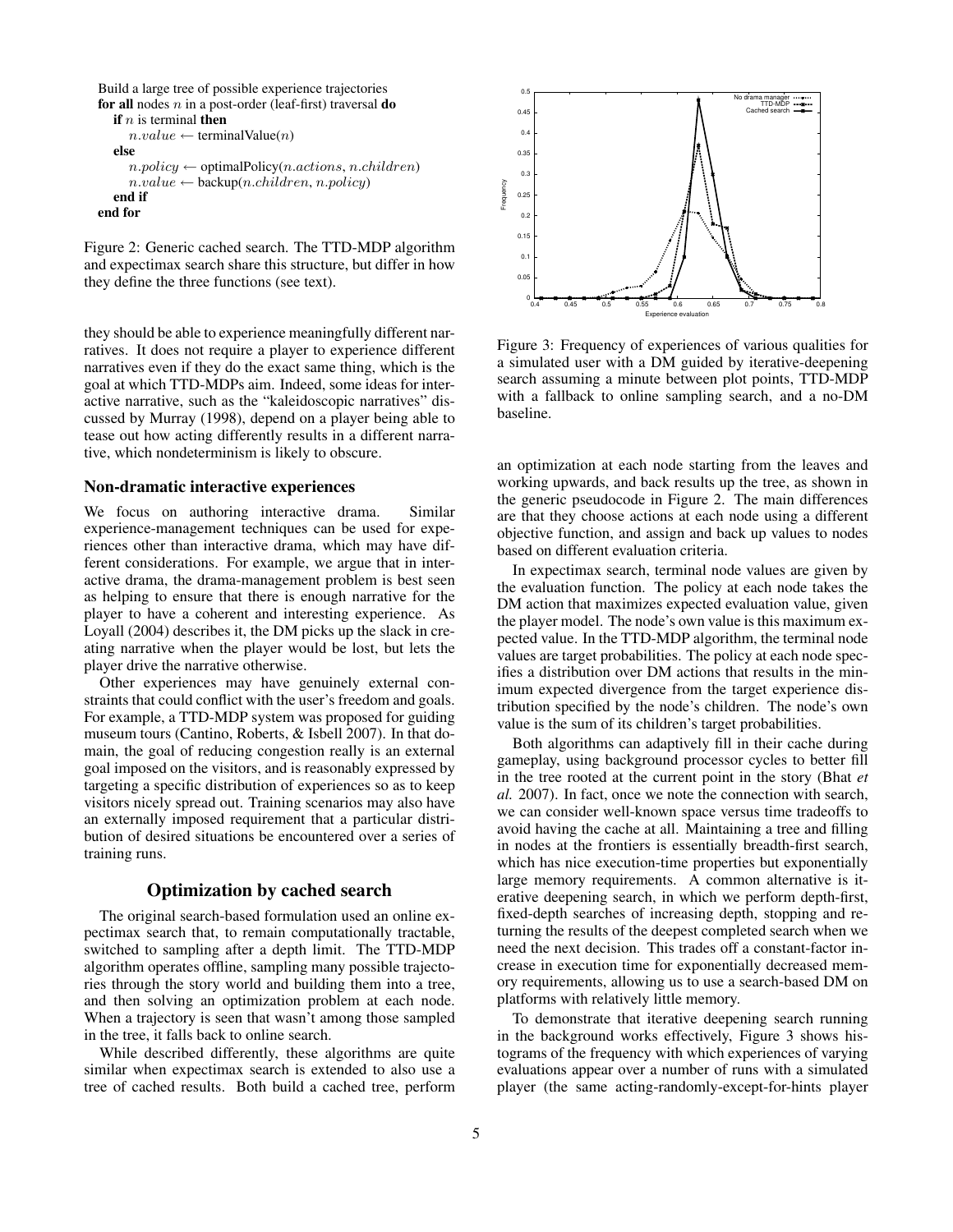```
Build a large tree of possible experience trajectories
for all nodes n in a post-order (leaf-first) traversal do
    if n is terminal then
        n.value ← terminalValue(n)
    else
        n.policy ← optimalPolicy(n.actions, n.children)
        n.value ← backup(n.children, n.policy)
    end if
end for
```

Figure 2: Generic cached search. The TTD-MDP algorithm and expectimax search share this structure, but differ in how they define the three functions (see text).

they should be able to experience meaningfully different narratives. It does not require a player to experience different narratives even if they do the exact same thing, which is the goal at which TTD-MDPs aim. Indeed, some ideas for interactive narrative, such as the "kaleidoscopic narratives" discussed by Murray (1998), depend on a player being able to tease out how acting differently results in a different narrative, which nondeterminism is likely to obscure.

### Non-dramatic interactive experiences

We focus on authoring interactive drama. Similar experience-management techniques can be used for experiences other than interactive drama, which may have different considerations. For example, we argue that in interactive drama, the drama-management problem is best seen as helping to ensure that there is enough narrative for the player to have a coherent and interesting experience. As Loyall (2004) describes it, the DM picks up the slack in creating narrative when the player would be lost, but lets the player drive the narrative otherwise.

Other experiences may have genuinely external constraints that could conflict with the user's freedom and goals. For example, a TTD-MDP system was proposed for guiding museum tours (Cantino, Roberts, & Isbell 2007). In that domain, the goal of reducing congestion really is an external goal imposed on the visitors, and is reasonably expressed by targeting a specific distribution of experiences so as to keep visitors nicely spread out. Training scenarios may also have an externally imposed requirement that a particular distribution of desired situations be encountered over a series of training runs.

## Optimization by cached search

The original search-based formulation used an online expectimax search that, to remain computationally tractable, switched to sampling after a depth limit. The TTD-MDP algorithm operates offline, sampling many possible trajectories through the story world and building them into a tree, and then solving an optimization problem at each node. When a trajectory is seen that wasn't among those sampled in the tree, it falls back to online search.

While described differently, these algorithms are quite similar when expectimax search is extended to also use a tree of cached results. Both build a cached tree, perform an optimization at each node starting from the leaves and working upwards, and back results up the tree, as shown in the generic pseudocode in Figure 2. The main differences are that they choose actions at each node using a different objective function, and assign and back up values to nodes based on different evaluation criteria.

In expectimax search, terminal node values are given by the evaluation function. The policy at each node takes the DM action that maximizes expected evaluation value, given the player model. The node's own value is this maximum expected value. In the TTD-MDP algorithm, the terminal node values are target probabilities. The policy at each node specifies a distribution over DM actions that results in the minimum expected divergence from the target experience distribution specified by the node's children. The node's own value is the sum of its children's target probabilities.

Both algorithms can adaptively fill in their cache during gameplay, using background processor cycles to better fill in the tree rooted at the current point in the story (Bhat *et al.* 2007). In fact, once we note the connection with search, we can consider well-known space versus time tradeoffs to avoid having the cache at all. Maintaining a tree and filling in nodes at the frontiers is essentially breadth-first search, which has nice execution-time properties but exponentially large memory requirements. A common alternative is iterative deepening search, in which we perform depth-first, fixed-depth searches of increasing depth, stopping and returning the results of the deepest completed search when we need the next decision. This trades off a constant-factor increase in execution time for exponentially decreased memory requirements, allowing us to use a search-based DM on platforms with relatively little memory.

Figure 3: Frequency of experiences of various qualities for a simulated user with a DM guided by iterative-deepening search assuming a minute between plot points, TTD-MDP with a fallback to online sampling search, and a no-DM baseline.

To demonstrate that iterative deepening search running in the background works effectively, Figure 3 shows histograms of the frequency with which experiences of varying evaluations appear over a number of runs with a simulated player (the same acting-randomly-except-for-hints player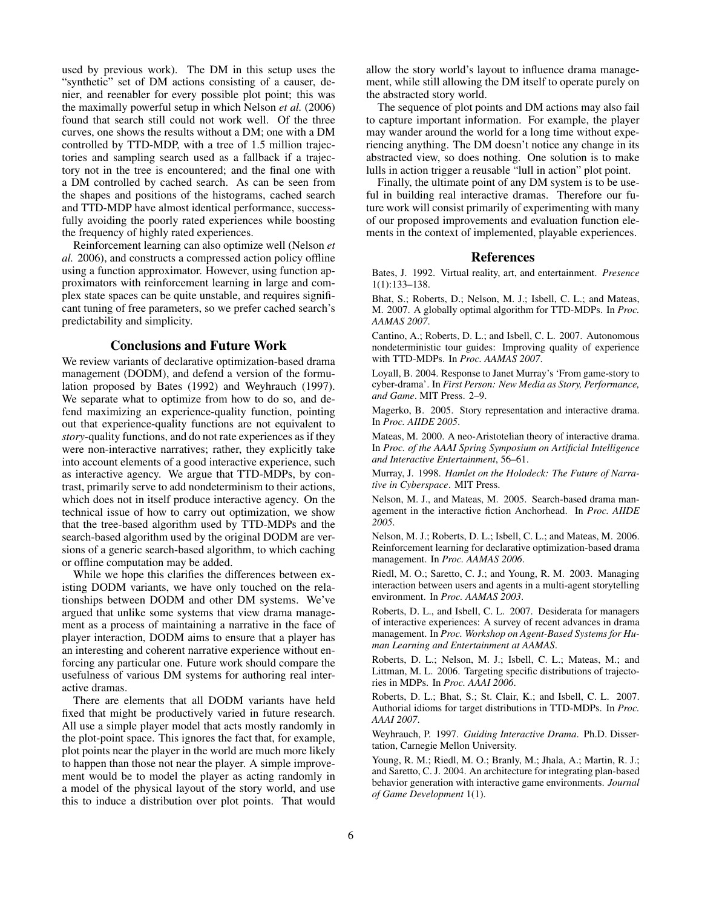used by previous work). The DM in this setup uses the "synthetic" set of DM actions consisting of a causer, denier, and reenabler for every possible plot point; this was the maximally powerful setup in which Nelson *et al.* (2006) found that search still could not work well. Of the three curves, one shows the results without a DM; one with a DM controlled by TTD-MDP, with a tree of 1.5 million trajectories and sampling search used as a fallback if a trajectory not in the tree is encountered; and the final one with a DM controlled by cached search. As can be seen from the shapes and positions of the histograms, cached search and TTD-MDP have almost identical performance, successfully avoiding the poorly rated experiences while boosting the frequency of highly rated experiences.

Reinforcement learning can also optimize well (Nelson *et al.* 2006), and constructs a compressed action policy offline using a function approximator. However, using function approximators with reinforcement learning in large and complex state spaces can be quite unstable, and requires significant tuning of free parameters, so we prefer cached search's predictability and simplicity.

## Conclusions and Future Work

We review variants of declarative optimization-based drama management (DODM), and defend a version of the formulation proposed by Bates (1992) and Weyhrauch (1997). We separate what to optimize from how to do so, and defend maximizing an experience-quality function, pointing out that experience-quality functions are not equivalent to *story*-quality functions, and do not rate experiences as if they were non-interactive narratives; rather, they explicitly take into account elements of a good interactive experience, such as interactive agency. We argue that TTD-MDPs, by contrast, primarily serve to add nondeterminism to their actions, which does not in itself produce interactive agency. On the technical issue of how to carry out optimization, we show that the tree-based algorithm used by TTD-MDPs and the search-based algorithm used by the original DODM are versions of a generic search-based algorithm, to which caching or offline computation may be added.

While we hope this clarifies the differences between existing DODM variants, we have only touched on the relationships between DODM and other DM systems. We've argued that unlike some systems that view drama management as a process of maintaining a narrative in the face of player interaction, DODM aims to ensure that a player has an interesting and coherent narrative experience without enforcing any particular one. Future work should compare the usefulness of various DM systems for authoring real interactive dramas.

There are elements that all DODM variants have held fixed that might be productively varied in future research. All use a simple player model that acts mostly randomly in the plot-point space. This ignores the fact that, for example, plot points near the player in the world are much more likely to happen than those not near the player. A simple improvement would be to model the player as acting randomly in a model of the physical layout of the story world, and use this to induce a distribution over plot points. That would allow the story world's layout to influence drama management, while still allowing the DM itself to operate purely on the abstracted story world.

The sequence of plot points and DM actions may also fail to capture important information. For example, the player may wander around the world for a long time without experiencing anything. The DM doesn't notice any change in its abstracted view, so does nothing. One solution is to make lulls in action trigger a reusable "lull in action" plot point.

Finally, the ultimate point of any DM system is to be useful in building real interactive dramas. Therefore our future work will consist primarily of experimenting with many of our proposed improvements and evaluation function elements in the context of implemented, playable experiences.

## References

Bates, J. 1992. Virtual reality, art, and entertainment. *Presence* 1(1):133–138.

Bhat, S.; Roberts, D.; Nelson, M. J.; Isbell, C. L.; and Mateas, M. 2007. A globally optimal algorithm for TTD-MDPs. In *Proc. AAMAS 2007*.

Cantino, A.; Roberts, D. L.; and Isbell, C. L. 2007. Autonomous nondeterministic tour guides: Improving quality of experience with TTD-MDPs. In *Proc. AAMAS 2007*.

Loyall, B. 2004. Response to Janet Murray's 'From game-story to cyber-drama'. In *First Person: New Media as Story, Performance, and Game*. MIT Press. 2–9.

Magerko, B. 2005. Story representation and interactive drama. In *Proc. AIIDE 2005*.

Mateas, M. 2000. A neo-Aristotelian theory of interactive drama. In *Proc. of the AAAI Spring Symposium on Artificial Intelligence and Interactive Entertainment*, 56–61.

Murray, J. 1998. *Hamlet on the Holodeck: The Future of Narrative in Cyberspace*. MIT Press.

Nelson, M. J., and Mateas, M. 2005. Search-based drama management in the interactive fiction Anchorhead. In *Proc. AIIDE 2005*.

Nelson, M. J.; Roberts, D. L.; Isbell, C. L.; and Mateas, M. 2006. Reinforcement learning for declarative optimization-based drama management. In *Proc. AAMAS 2006*.

Riedl, M. O.; Saretto, C. J.; and Young, R. M. 2003. Managing interaction between users and agents in a multi-agent storytelling environment. In *Proc. AAMAS 2003*.

Roberts, D. L., and Isbell, C. L. 2007. Desiderata for managers of interactive experiences: A survey of recent advances in drama management. In *Proc. Workshop on Agent-Based Systems for Human Learning and Entertainment at AAMAS*.

Roberts, D. L.; Nelson, M. J.; Isbell, C. L.; Mateas, M.; and Littman, M. L. 2006. Targeting specific distributions of trajectories in MDPs. In *Proc. AAAI 2006*.

Roberts, D. L.; Bhat, S.; St. Clair, K.; and Isbell, C. L. 2007. Authorial idioms for target distributions in TTD-MDPs. In *Proc. AAAI 2007*.

Weyhrauch, P. 1997. *Guiding Interactive Drama*. Ph.D. Dissertation, Carnegie Mellon University.

Young, R. M.; Riedl, M. O.; Branly, M.; Jhala, A.; Martin, R. J.; and Saretto, C. J. 2004. An architecture for integrating plan-based behavior generation with interactive game environments. *Journal of Game Development* 1(1).